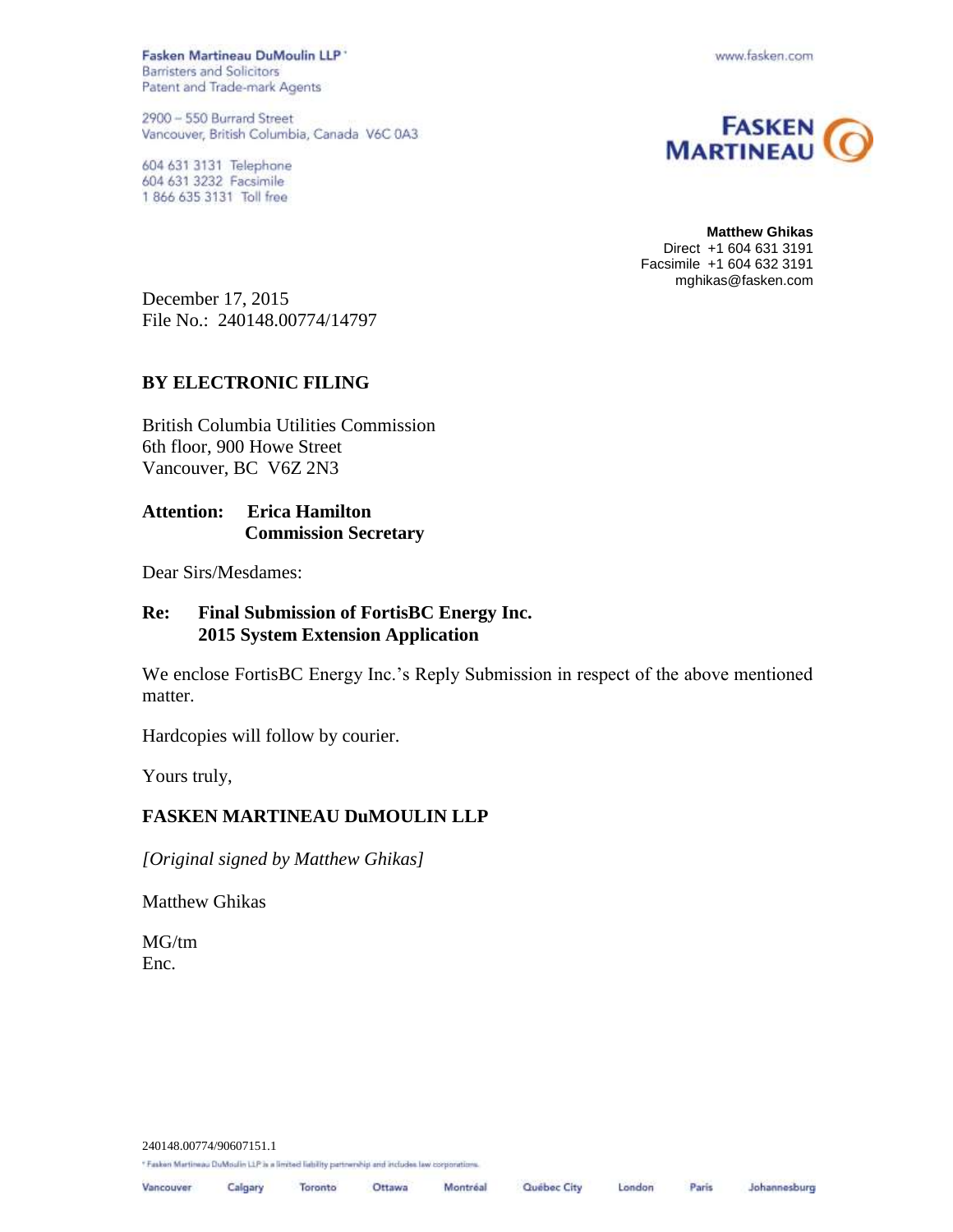Fasken Martineau DuMoulin LLP*
Barristers and Solicitors
Patent and Trade-mark Agents

2900 – 550 Burrard Street
Vancouver, British Columbia, Canada V6C 0A3

604 631 3131 Telephone
604 631 3232 Facsimile
1 866 635 3131 Toll free

www.fasken.com

FASKEN MARTINEAU

**Matthew Ghikas**
Direct +1 604 631 3191
Facsimile +1 604 632 3191
mghikas@fasken.com

December 17, 2015
File No.: 240148.00774/14797

**BY ELECTRONIC FILING**

British Columbia Utilities Commission
6th floor, 900 Howe Street
Vancouver, BC V6Z 2N3

**Attention: Erica Hamilton**
**Commission Secretary**

Dear Sirs/Mesdames:

**Re: Final Submission of FortisBC Energy Inc.**
**2015 System Extension Application**

We enclose FortisBC Energy Inc.'s Reply Submission in respect of the above mentioned matter.

Hardcopies will follow by courier.

Yours truly,

**FASKEN MARTINEAU DuMOULIN LLP**

*[Original signed by Matthew Ghikas]*

Matthew Ghikas

MG/tm
Enc.

240148.00774/90607151.1

* Fasken Martineau DuMoulin LLP is a limited liability partnership and includes law corporations.

Vancouver Calgary Toronto Ottawa Montréal Québec City London Paris Johannesburg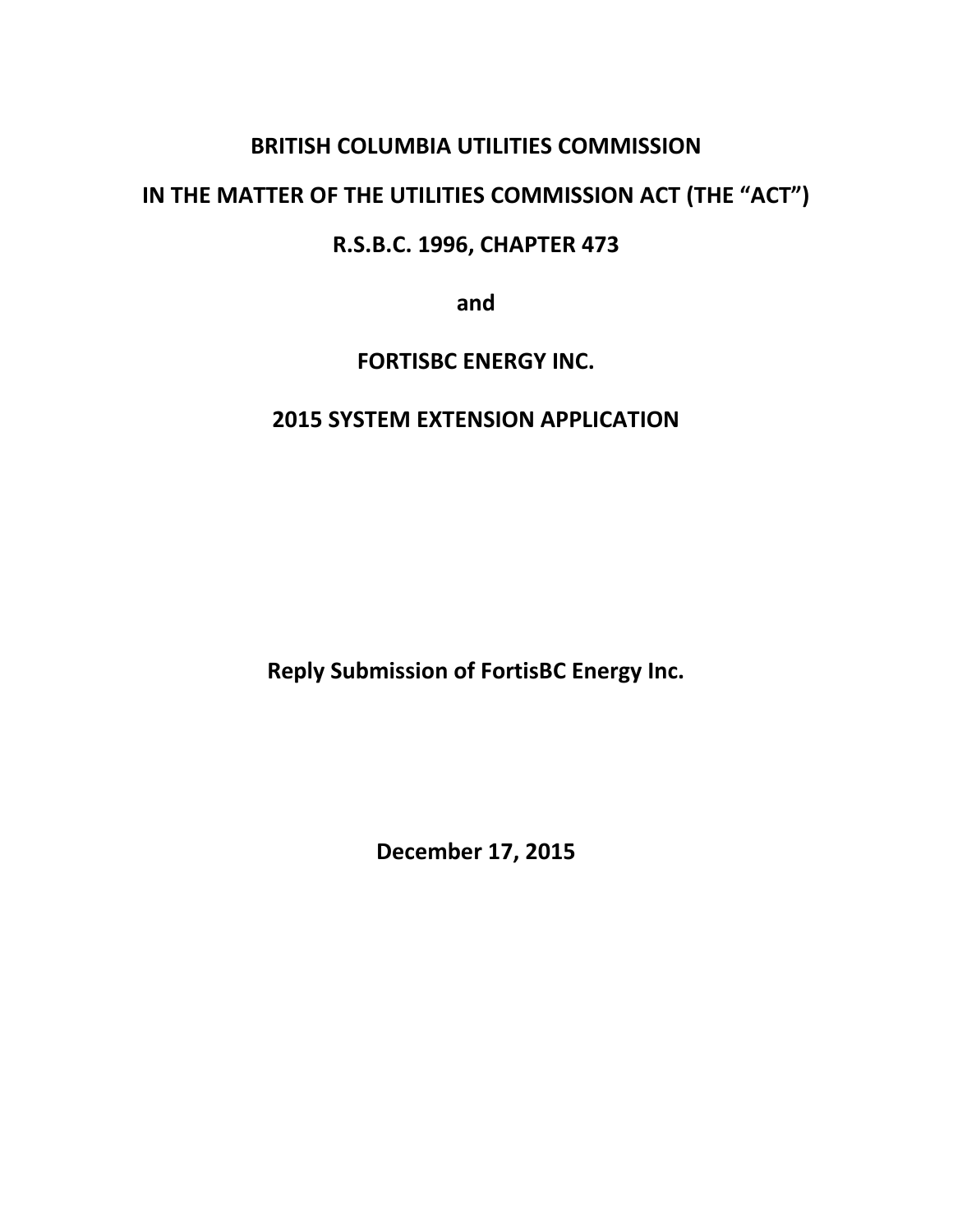**BRITISH COLUMBIA UTILITIES COMMISSION**

**IN THE MATTER OF THE UTILITIES COMMISSION ACT (THE "ACT")**

**R.S.B.C. 1996, CHAPTER 473**

**and**

**FORTISBC ENERGY INC.**

**2015 SYSTEM EXTENSION APPLICATION**

**Reply Submission of FortisBC Energy Inc.**

**December 17, 2015**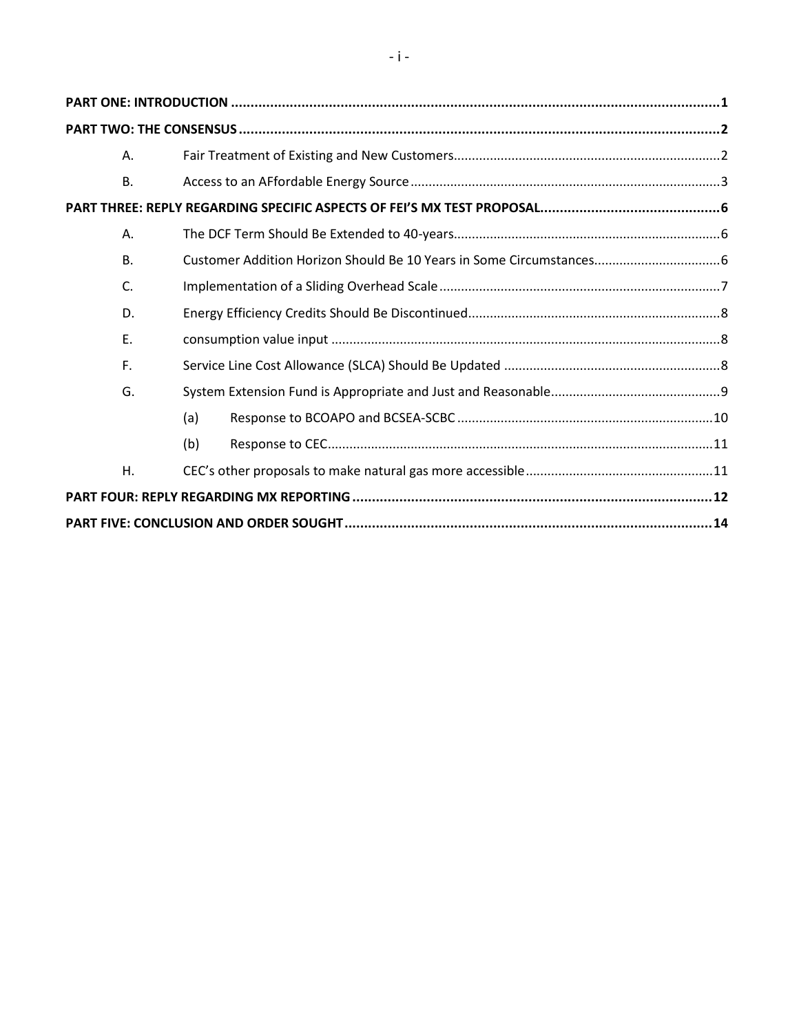PART ONE: INTRODUCTION .............................................................................................................................1

PART TWO: THE CONSENSUS ...........................................................................................................................2

| | | | |
|---|---|---|---|
| A. | Fair Treatment of Existing and New Customers | | 2 |
| B. | Access to an AFfordable Energy Source | | 3 |

PART THREE: REPLY REGARDING SPECIFIC ASPECTS OF FEI'S MX TEST PROPOSAL.............................................6

| | | | |
|---|---|---|---|
| A. | The DCF Term Should Be Extended to 40-years | | 6 |
| B. | Customer Addition Horizon Should Be 10 Years in Some Circumstances | | 6 |
| C. | Implementation of a Sliding Overhead Scale | | 7 |
| D. | Energy Efficiency Credits Should Be Discontinued | | 8 |
| E. | consumption value input | | 8 |
| F. | Service Line Cost Allowance (SLCA) Should Be Updated | | 8 |
| G. | System Extension Fund is Appropriate and Just and Reasonable | | 9 |
| | (a) | Response to BCOAPO and BCSEA-SCBC | 10 |
| | (b) | Response to CEC | 11 |
| H. | CEC's other proposals to make natural gas more accessible | | 11 |

PART FOUR: REPLY REGARDING MX REPORTING ............................................................................................12

PART FIVE: CONCLUSION AND ORDER SOUGHT.............................................................................................14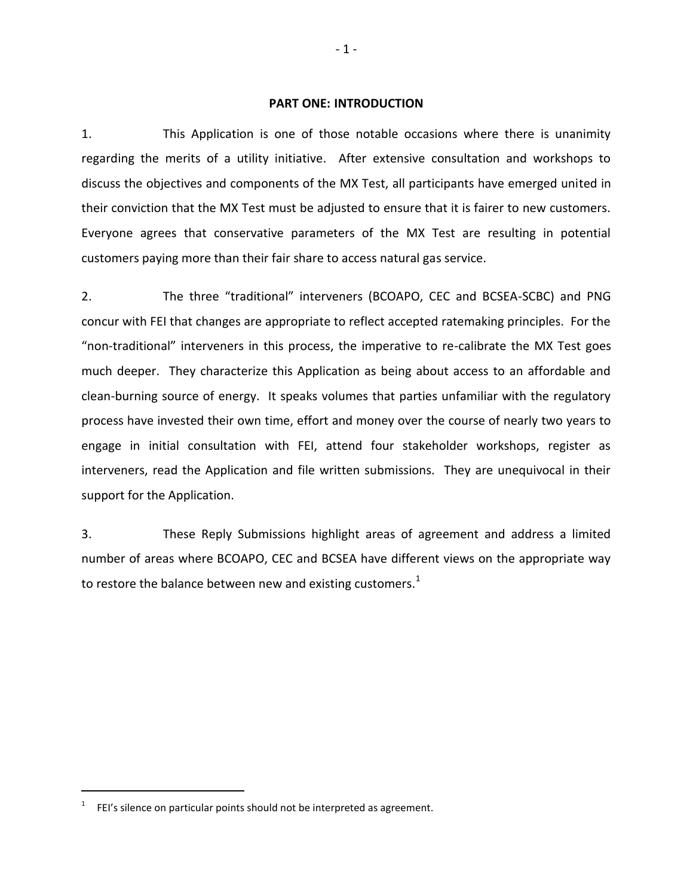## PART ONE: INTRODUCTION

1. This Application is one of those notable occasions where there is unanimity regarding the merits of a utility initiative. After extensive consultation and workshops to discuss the objectives and components of the MX Test, all participants have emerged united in their conviction that the MX Test must be adjusted to ensure that it is fairer to new customers. Everyone agrees that conservative parameters of the MX Test are resulting in potential customers paying more than their fair share to access natural gas service.

2. The three "traditional" interveners (BCOAPO, CEC and BCSEA-SCBC) and PNG concur with FEI that changes are appropriate to reflect accepted ratemaking principles. For the "non-traditional" interveners in this process, the imperative to re-calibrate the MX Test goes much deeper. They characterize this Application as being about access to an affordable and clean-burning source of energy. It speaks volumes that parties unfamiliar with the regulatory process have invested their own time, effort and money over the course of nearly two years to engage in initial consultation with FEI, attend four stakeholder workshops, register as interveners, read the Application and file written submissions. They are unequivocal in their support for the Application.

3. These Reply Submissions highlight areas of agreement and address a limited number of areas where BCOAPO, CEC and BCSEA have different views on the appropriate way to restore the balance between new and existing customers.[1]

---

[1] FEI's silence on particular points should not be interpreted as agreement.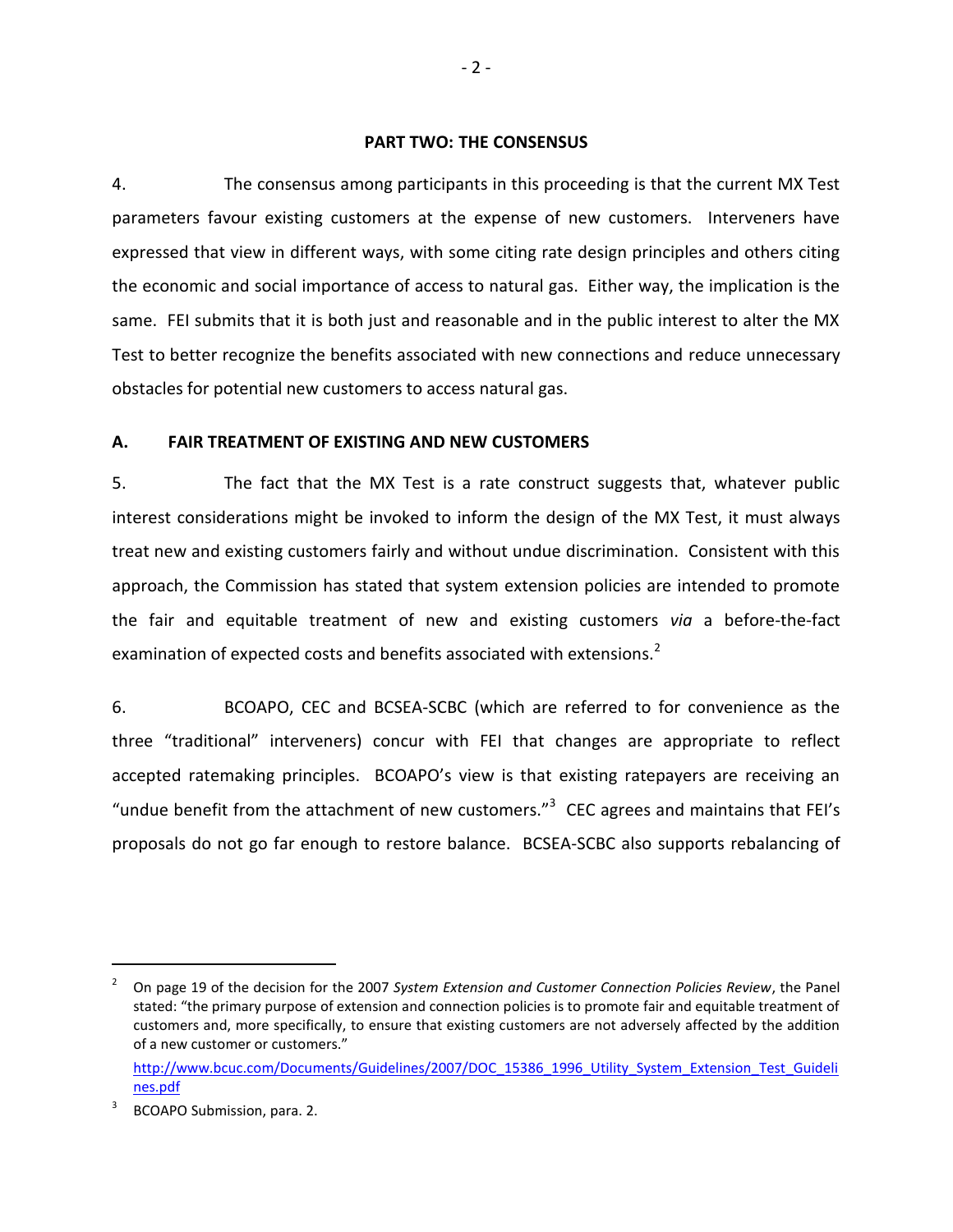## PART TWO: THE CONSENSUS

4. The consensus among participants in this proceeding is that the current MX Test parameters favour existing customers at the expense of new customers. Interveners have expressed that view in different ways, with some citing rate design principles and others citing the economic and social importance of access to natural gas. Either way, the implication is the same. FEI submits that it is both just and reasonable and in the public interest to alter the MX Test to better recognize the benefits associated with new connections and reduce unnecessary obstacles for potential new customers to access natural gas.

### A. FAIR TREATMENT OF EXISTING AND NEW CUSTOMERS

5. The fact that the MX Test is a rate construct suggests that, whatever public interest considerations might be invoked to inform the design of the MX Test, it must always treat new and existing customers fairly and without undue discrimination. Consistent with this approach, the Commission has stated that system extension policies are intended to promote the fair and equitable treatment of new and existing customers *via* a before-the-fact examination of expected costs and benefits associated with extensions.[2]

6. BCOAPO, CEC and BCSEA-SCBC (which are referred to for convenience as the three "traditional" interveners) concur with FEI that changes are appropriate to reflect accepted ratemaking principles. BCOAPO's view is that existing ratepayers are receiving an "undue benefit from the attachment of new customers."[3] CEC agrees and maintains that FEI's proposals do not go far enough to restore balance. BCSEA-SCBC also supports rebalancing of

---

[2] On page 19 of the decision for the 2007 *System Extension and Customer Connection Policies Review*, the Panel stated: "the primary purpose of extension and connection policies is to promote fair and equitable treatment of customers and, more specifically, to ensure that existing customers are not adversely affected by the addition of a new customer or customers."

http://www.bcuc.com/Documents/Guidelines/2007/DOC_15386_1996_Utility_System_Extension_Test_Guidelines.pdf

[3] BCOAPO Submission, para. 2.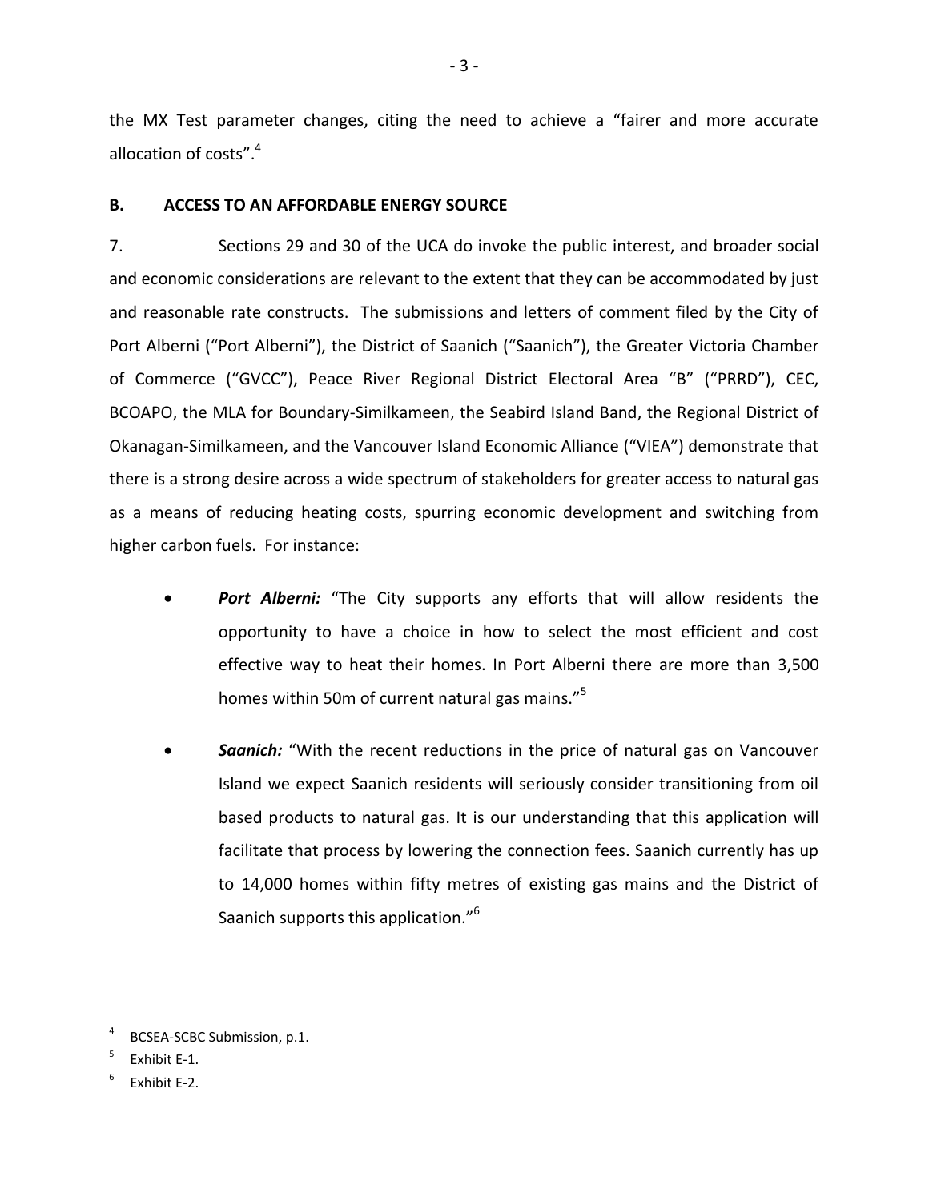the MX Test parameter changes, citing the need to achieve a "fairer and more accurate allocation of costs".[4]

## B. ACCESS TO AN AFFORDABLE ENERGY SOURCE

7. Sections 29 and 30 of the UCA do invoke the public interest, and broader social and economic considerations are relevant to the extent that they can be accommodated by just and reasonable rate constructs. The submissions and letters of comment filed by the City of Port Alberni ("Port Alberni"), the District of Saanich ("Saanich"), the Greater Victoria Chamber of Commerce ("GVCC"), Peace River Regional District Electoral Area "B" ("PRRD"), CEC, BCOAPO, the MLA for Boundary-Similkameen, the Seabird Island Band, the Regional District of Okanagan-Similkameen, and the Vancouver Island Economic Alliance ("VIEA") demonstrate that there is a strong desire across a wide spectrum of stakeholders for greater access to natural gas as a means of reducing heating costs, spurring economic development and switching from higher carbon fuels. For instance:

- ***Port Alberni:*** "The City supports any efforts that will allow residents the opportunity to have a choice in how to select the most efficient and cost effective way to heat their homes. In Port Alberni there are more than 3,500 homes within 50m of current natural gas mains."[5]
- ***Saanich:*** "With the recent reductions in the price of natural gas on Vancouver Island we expect Saanich residents will seriously consider transitioning from oil based products to natural gas. It is our understanding that this application will facilitate that process by lowering the connection fees. Saanich currently has up to 14,000 homes within fifty metres of existing gas mains and the District of Saanich supports this application."[6]

---

[4] BCSEA-SCBC Submission, p.1.

[5] Exhibit E-1.

[6] Exhibit E-2.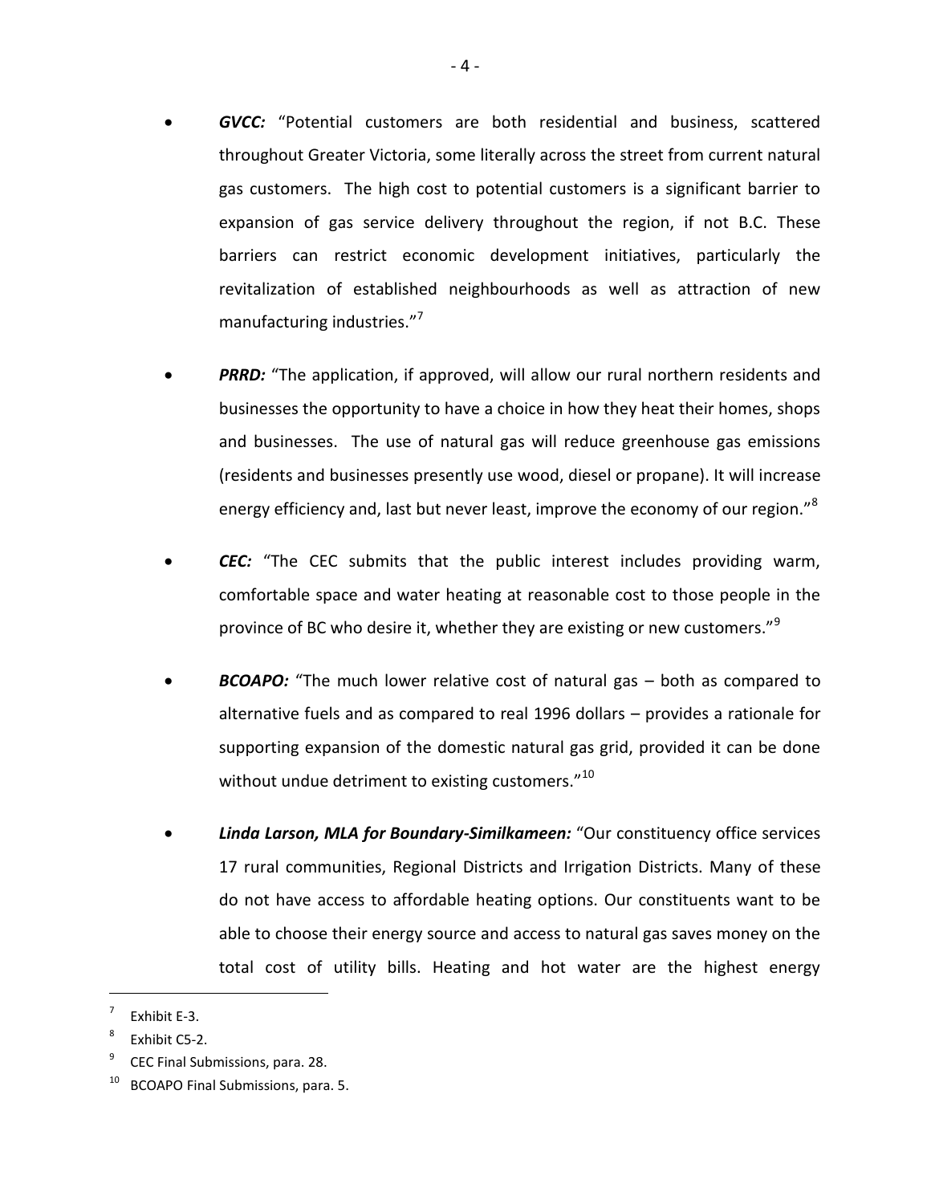- ***GVCC:*** "Potential customers are both residential and business, scattered throughout Greater Victoria, some literally across the street from current natural gas customers. The high cost to potential customers is a significant barrier to expansion of gas service delivery throughout the region, if not B.C. These barriers can restrict economic development initiatives, particularly the revitalization of established neighbourhoods as well as attraction of new manufacturing industries."[7]

- ***PRRD:*** "The application, if approved, will allow our rural northern residents and businesses the opportunity to have a choice in how they heat their homes, shops and businesses. The use of natural gas will reduce greenhouse gas emissions (residents and businesses presently use wood, diesel or propane). It will increase energy efficiency and, last but never least, improve the economy of our region."[8]

- ***CEC:*** "The CEC submits that the public interest includes providing warm, comfortable space and water heating at reasonable cost to those people in the province of BC who desire it, whether they are existing or new customers."[9]

- ***BCOAPO:*** "The much lower relative cost of natural gas – both as compared to alternative fuels and as compared to real 1996 dollars – provides a rationale for supporting expansion of the domestic natural gas grid, provided it can be done without undue detriment to existing customers."[10]

- ***Linda Larson, MLA for Boundary-Similkameen:*** "Our constituency office services 17 rural communities, Regional Districts and Irrigation Districts. Many of these do not have access to affordable heating options. Our constituents want to be able to choose their energy source and access to natural gas saves money on the total cost of utility bills. Heating and hot water are the highest energy

---

[7] Exhibit E-3.

[8] Exhibit C5-2.

[9] CEC Final Submissions, para. 28.

[10] BCOAPO Final Submissions, para. 5.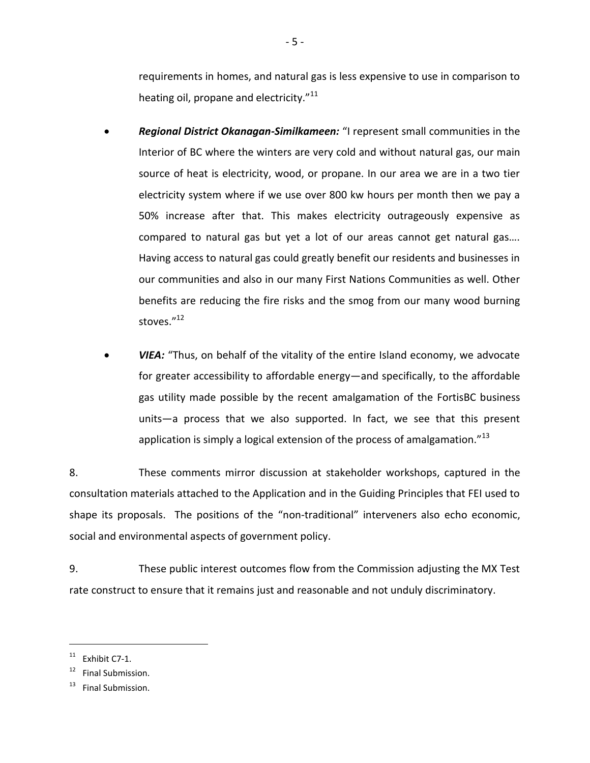requirements in homes, and natural gas is less expensive to use in comparison to heating oil, propane and electricity."[11]

- ***Regional District Okanagan-Similkameen:*** "I represent small communities in the Interior of BC where the winters are very cold and without natural gas, our main source of heat is electricity, wood, or propane. In our area we are in a two tier electricity system where if we use over 800 kw hours per month then we pay a 50% increase after that. This makes electricity outrageously expensive as compared to natural gas but yet a lot of our areas cannot get natural gas…. Having access to natural gas could greatly benefit our residents and businesses in our communities and also in our many First Nations Communities as well. Other benefits are reducing the fire risks and the smog from our many wood burning stoves."[12]

- ***VIEA:*** "Thus, on behalf of the vitality of the entire Island economy, we advocate for greater accessibility to affordable energy—and specifically, to the affordable gas utility made possible by the recent amalgamation of the FortisBC business units—a process that we also supported. In fact, we see that this present application is simply a logical extension of the process of amalgamation."[13]

8. These comments mirror discussion at stakeholder workshops, captured in the consultation materials attached to the Application and in the Guiding Principles that FEI used to shape its proposals. The positions of the "non-traditional" interveners also echo economic, social and environmental aspects of government policy.

9. These public interest outcomes flow from the Commission adjusting the MX Test rate construct to ensure that it remains just and reasonable and not unduly discriminatory.

---

[11] Exhibit C7-1.

[12] Final Submission.

[13] Final Submission.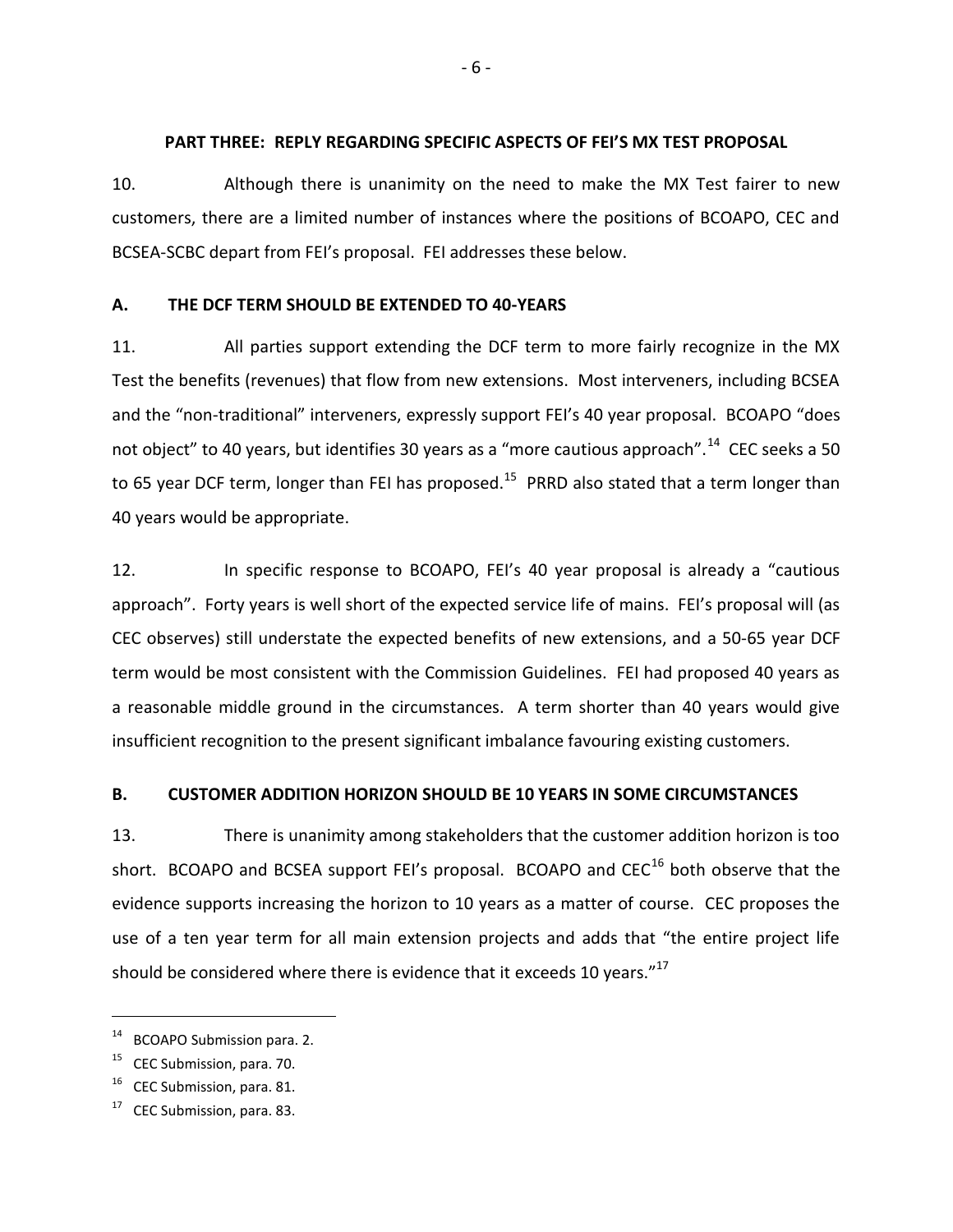## PART THREE: REPLY REGARDING SPECIFIC ASPECTS OF FEI'S MX TEST PROPOSAL

10. Although there is unanimity on the need to make the MX Test fairer to new customers, there are a limited number of instances where the positions of BCOAPO, CEC and BCSEA-SCBC depart from FEI's proposal. FEI addresses these below.

### A. THE DCF TERM SHOULD BE EXTENDED TO 40-YEARS

11. All parties support extending the DCF term to more fairly recognize in the MX Test the benefits (revenues) that flow from new extensions. Most interveners, including BCSEA and the "non-traditional" interveners, expressly support FEI's 40 year proposal. BCOAPO "does not object" to 40 years, but identifies 30 years as a "more cautious approach".[14] CEC seeks a 50 to 65 year DCF term, longer than FEI has proposed.[15] PRRD also stated that a term longer than 40 years would be appropriate.

12. In specific response to BCOAPO, FEI's 40 year proposal is already a "cautious approach". Forty years is well short of the expected service life of mains. FEI's proposal will (as CEC observes) still understate the expected benefits of new extensions, and a 50-65 year DCF term would be most consistent with the Commission Guidelines. FEI had proposed 40 years as a reasonable middle ground in the circumstances. A term shorter than 40 years would give insufficient recognition to the present significant imbalance favouring existing customers.

### B. CUSTOMER ADDITION HORIZON SHOULD BE 10 YEARS IN SOME CIRCUMSTANCES

13. There is unanimity among stakeholders that the customer addition horizon is too short. BCOAPO and BCSEA support FEI's proposal. BCOAPO and CEC[16] both observe that the evidence supports increasing the horizon to 10 years as a matter of course. CEC proposes the use of a ten year term for all main extension projects and adds that "the entire project life should be considered where there is evidence that it exceeds 10 years."[17]

---

[14] BCOAPO Submission para. 2.

[15] CEC Submission, para. 70.

[16] CEC Submission, para. 81.

[17] CEC Submission, para. 83.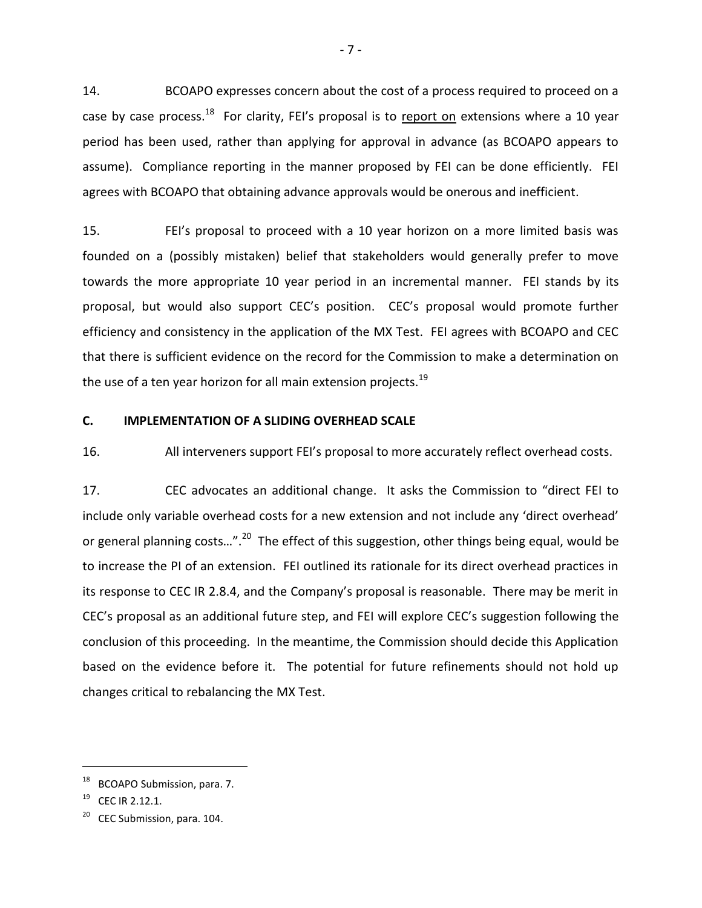14. BCOAPO expresses concern about the cost of a process required to proceed on a case by case process.[18] For clarity, FEI's proposal is to <u>report on</u> extensions where a 10 year period has been used, rather than applying for approval in advance (as BCOAPO appears to assume). Compliance reporting in the manner proposed by FEI can be done efficiently. FEI agrees with BCOAPO that obtaining advance approvals would be onerous and inefficient.

15. FEI's proposal to proceed with a 10 year horizon on a more limited basis was founded on a (possibly mistaken) belief that stakeholders would generally prefer to move towards the more appropriate 10 year period in an incremental manner. FEI stands by its proposal, but would also support CEC's position. CEC's proposal would promote further efficiency and consistency in the application of the MX Test. FEI agrees with BCOAPO and CEC that there is sufficient evidence on the record for the Commission to make a determination on the use of a ten year horizon for all main extension projects.[19]

## C. IMPLEMENTATION OF A SLIDING OVERHEAD SCALE

16. All interveners support FEI's proposal to more accurately reflect overhead costs.

17. CEC advocates an additional change. It asks the Commission to "direct FEI to include only variable overhead costs for a new extension and not include any 'direct overhead' or general planning costs…".[20] The effect of this suggestion, other things being equal, would be to increase the PI of an extension. FEI outlined its rationale for its direct overhead practices in its response to CEC IR 2.8.4, and the Company's proposal is reasonable. There may be merit in CEC's proposal as an additional future step, and FEI will explore CEC's suggestion following the conclusion of this proceeding. In the meantime, the Commission should decide this Application based on the evidence before it. The potential for future refinements should not hold up changes critical to rebalancing the MX Test.

---

[18] BCOAPO Submission, para. 7.

[19] CEC IR 2.12.1.

[20] CEC Submission, para. 104.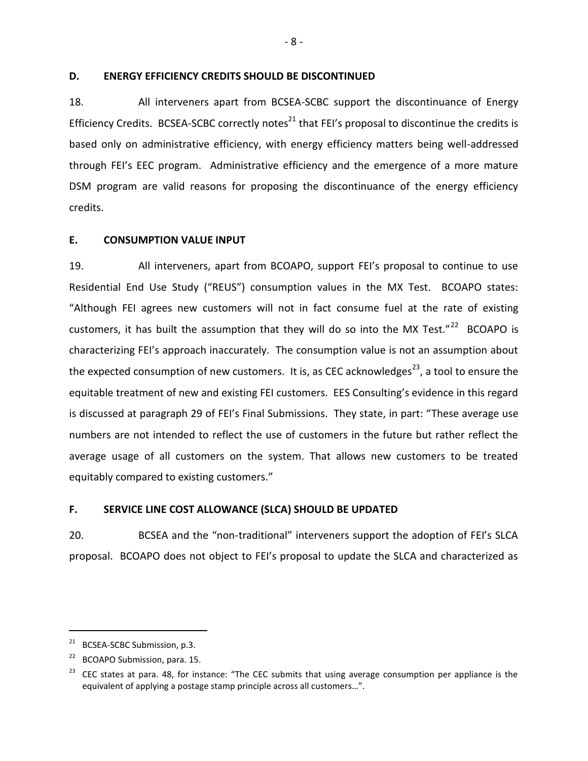## D. ENERGY EFFICIENCY CREDITS SHOULD BE DISCONTINUED

18. All interveners apart from BCSEA-SCBC support the discontinuance of Energy Efficiency Credits. BCSEA-SCBC correctly notes[21] that FEI's proposal to discontinue the credits is based only on administrative efficiency, with energy efficiency matters being well-addressed through FEI's EEC program. Administrative efficiency and the emergence of a more mature DSM program are valid reasons for proposing the discontinuance of the energy efficiency credits.

## E. CONSUMPTION VALUE INPUT

19. All interveners, apart from BCOAPO, support FEI's proposal to continue to use Residential End Use Study ("REUS") consumption values in the MX Test. BCOAPO states: "Although FEI agrees new customers will not in fact consume fuel at the rate of existing customers, it has built the assumption that they will do so into the MX Test."[22] BCOAPO is characterizing FEI's approach inaccurately. The consumption value is not an assumption about the expected consumption of new customers. It is, as CEC acknowledges[23], a tool to ensure the equitable treatment of new and existing FEI customers. EES Consulting's evidence in this regard is discussed at paragraph 29 of FEI's Final Submissions. They state, in part: "These average use numbers are not intended to reflect the use of customers in the future but rather reflect the average usage of all customers on the system. That allows new customers to be treated equitably compared to existing customers."

## F. SERVICE LINE COST ALLOWANCE (SLCA) SHOULD BE UPDATED

20. BCSEA and the "non-traditional" interveners support the adoption of FEI's SLCA proposal. BCOAPO does not object to FEI's proposal to update the SLCA and characterized as

---

[21] BCSEA-SCBC Submission, p.3.

[22] BCOAPO Submission, para. 15.

[23] CEC states at para. 48, for instance: "The CEC submits that using average consumption per appliance is the equivalent of applying a postage stamp principle across all customers…".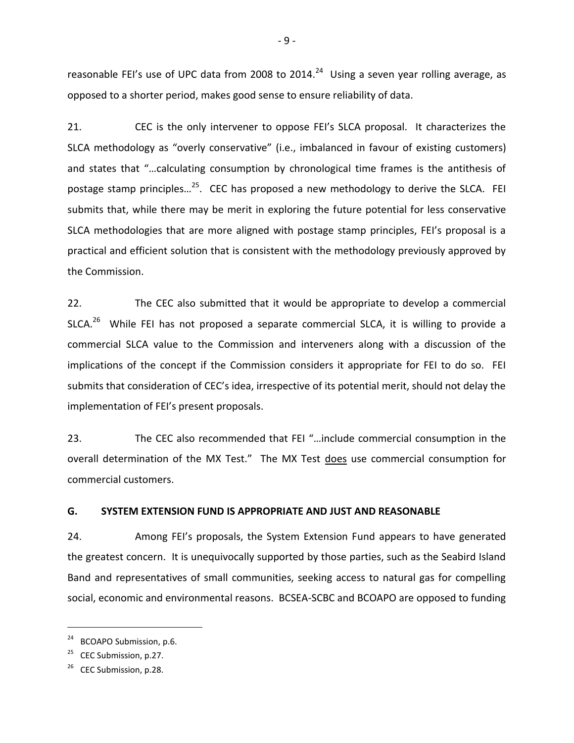reasonable FEI's use of UPC data from 2008 to 2014.[24] Using a seven year rolling average, as opposed to a shorter period, makes good sense to ensure reliability of data.

21. CEC is the only intervener to oppose FEI's SLCA proposal. It characterizes the SLCA methodology as "overly conservative" (i.e., imbalanced in favour of existing customers) and states that "…calculating consumption by chronological time frames is the antithesis of postage stamp principles…[25]. CEC has proposed a new methodology to derive the SLCA. FEI submits that, while there may be merit in exploring the future potential for less conservative SLCA methodologies that are more aligned with postage stamp principles, FEI's proposal is a practical and efficient solution that is consistent with the methodology previously approved by the Commission.

22. The CEC also submitted that it would be appropriate to develop a commercial SLCA.[26] While FEI has not proposed a separate commercial SLCA, it is willing to provide a commercial SLCA value to the Commission and interveners along with a discussion of the implications of the concept if the Commission considers it appropriate for FEI to do so. FEI submits that consideration of CEC's idea, irrespective of its potential merit, should not delay the implementation of FEI's present proposals.

23. The CEC also recommended that FEI "…include commercial consumption in the overall determination of the MX Test." The MX Test does use commercial consumption for commercial customers.

## G. SYSTEM EXTENSION FUND IS APPROPRIATE AND JUST AND REASONABLE

24. Among FEI's proposals, the System Extension Fund appears to have generated the greatest concern. It is unequivocally supported by those parties, such as the Seabird Island Band and representatives of small communities, seeking access to natural gas for compelling social, economic and environmental reasons. BCSEA-SCBC and BCOAPO are opposed to funding

---

[24] BCOAPO Submission, p.6.

[25] CEC Submission, p.27.

[26] CEC Submission, p.28.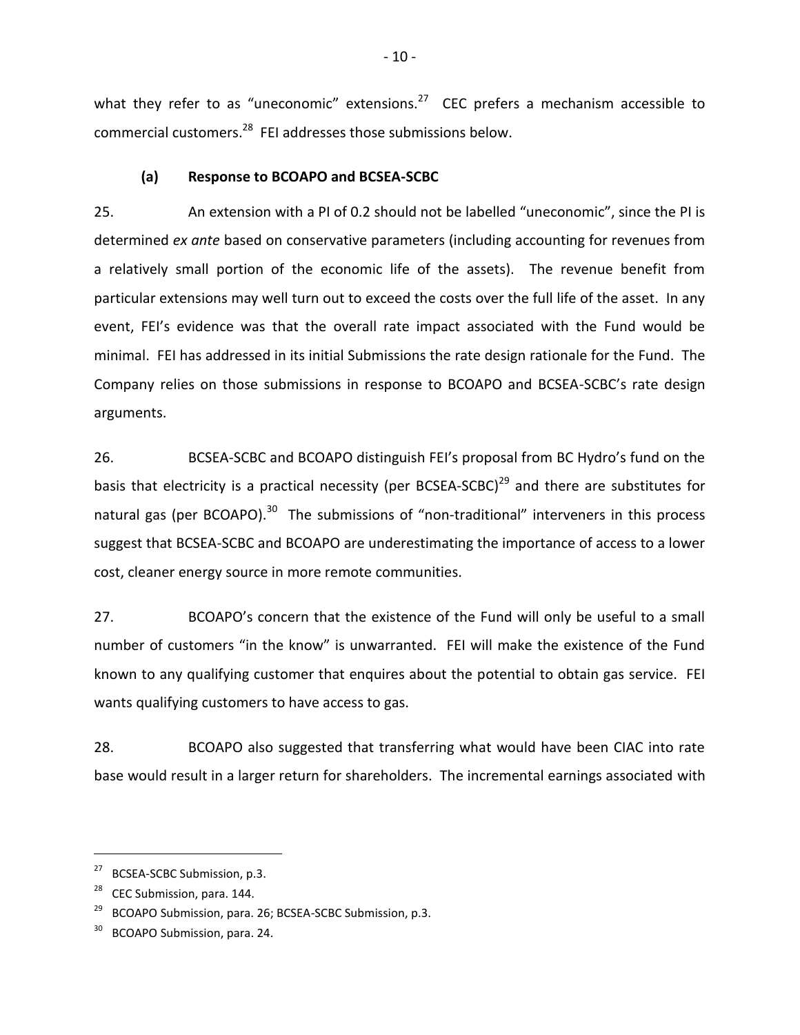what they refer to as "uneconomic" extensions.[27] CEC prefers a mechanism accessible to commercial customers.[28] FEI addresses those submissions below.

### (a) Response to BCOAPO and BCSEA-SCBC

25. An extension with a PI of 0.2 should not be labelled "uneconomic", since the PI is determined *ex ante* based on conservative parameters (including accounting for revenues from a relatively small portion of the economic life of the assets). The revenue benefit from particular extensions may well turn out to exceed the costs over the full life of the asset. In any event, FEI's evidence was that the overall rate impact associated with the Fund would be minimal. FEI has addressed in its initial Submissions the rate design rationale for the Fund. The Company relies on those submissions in response to BCOAPO and BCSEA-SCBC's rate design arguments.

26. BCSEA-SCBC and BCOAPO distinguish FEI's proposal from BC Hydro's fund on the basis that electricity is a practical necessity (per BCSEA-SCBC)[29] and there are substitutes for natural gas (per BCOAPO).[30] The submissions of "non-traditional" interveners in this process suggest that BCSEA-SCBC and BCOAPO are underestimating the importance of access to a lower cost, cleaner energy source in more remote communities.

27. BCOAPO's concern that the existence of the Fund will only be useful to a small number of customers "in the know" is unwarranted. FEI will make the existence of the Fund known to any qualifying customer that enquires about the potential to obtain gas service. FEI wants qualifying customers to have access to gas.

28. BCOAPO also suggested that transferring what would have been CIAC into rate base would result in a larger return for shareholders. The incremental earnings associated with

---

[27] BCSEA-SCBC Submission, p.3.

[28] CEC Submission, para. 144.

[29] BCOAPO Submission, para. 26; BCSEA-SCBC Submission, p.3.

[30] BCOAPO Submission, para. 24.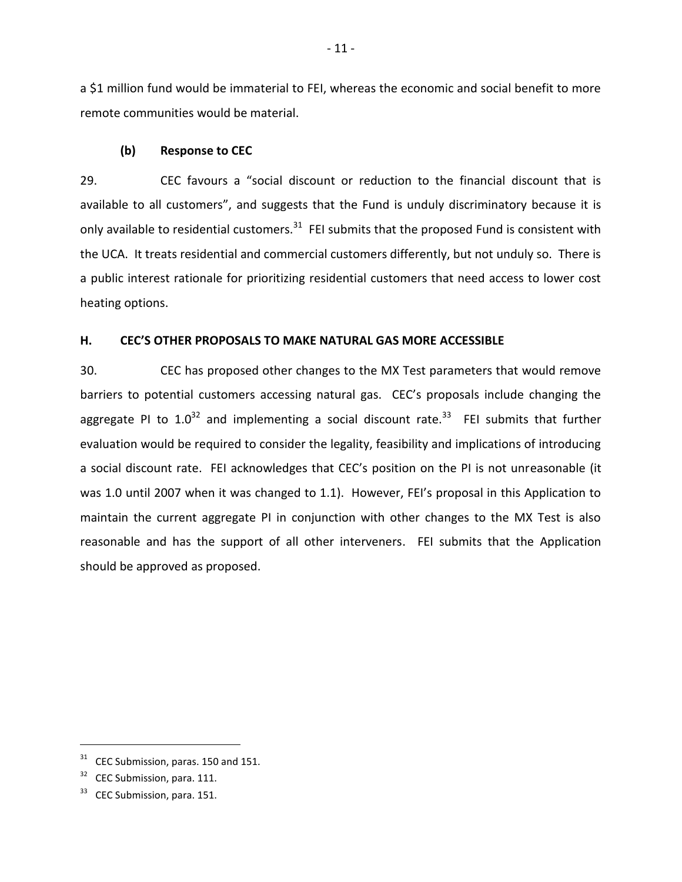a $1 million fund would be immaterial to FEI, whereas the economic and social benefit to more remote communities would be material.

### (b) Response to CEC

29. CEC favours a "social discount or reduction to the financial discount that is available to all customers", and suggests that the Fund is unduly discriminatory because it is only available to residential customers.[31] FEI submits that the proposed Fund is consistent with the UCA. It treats residential and commercial customers differently, but not unduly so. There is a public interest rationale for prioritizing residential customers that need access to lower cost heating options.

## H. CEC'S OTHER PROPOSALS TO MAKE NATURAL GAS MORE ACCESSIBLE

30. CEC has proposed other changes to the MX Test parameters that would remove barriers to potential customers accessing natural gas. CEC's proposals include changing the aggregate PI to 1.0[32] and implementing a social discount rate.[33] FEI submits that further evaluation would be required to consider the legality, feasibility and implications of introducing a social discount rate. FEI acknowledges that CEC's position on the PI is not unreasonable (it was 1.0 until 2007 when it was changed to 1.1). However, FEI's proposal in this Application to maintain the current aggregate PI in conjunction with other changes to the MX Test is also reasonable and has the support of all other interveners. FEI submits that the Application should be approved as proposed.

---

[31] CEC Submission, paras. 150 and 151.

[32] CEC Submission, para. 111.

[33] CEC Submission, para. 151.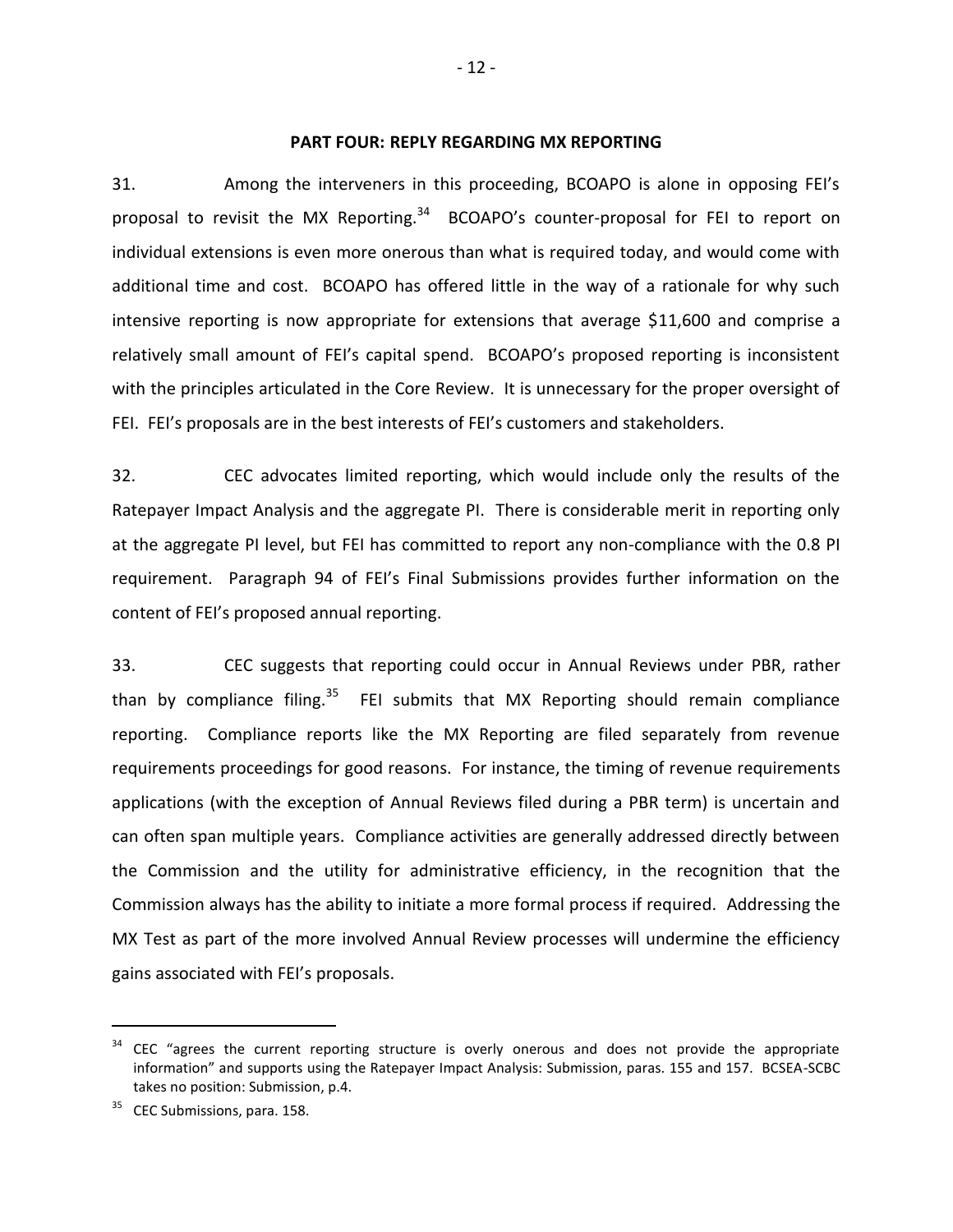## PART FOUR: REPLY REGARDING MX REPORTING

31. Among the interveners in this proceeding, BCOAPO is alone in opposing FEI's proposal to revisit the MX Reporting.[34] BCOAPO's counter-proposal for FEI to report on individual extensions is even more onerous than what is required today, and would come with additional time and cost. BCOAPO has offered little in the way of a rationale for why such intensive reporting is now appropriate for extensions that average \$11,600 and comprise a relatively small amount of FEI's capital spend. BCOAPO's proposed reporting is inconsistent with the principles articulated in the Core Review. It is unnecessary for the proper oversight of FEI. FEI's proposals are in the best interests of FEI's customers and stakeholders.

32. CEC advocates limited reporting, which would include only the results of the Ratepayer Impact Analysis and the aggregate PI. There is considerable merit in reporting only at the aggregate PI level, but FEI has committed to report any non-compliance with the 0.8 PI requirement. Paragraph 94 of FEI's Final Submissions provides further information on the content of FEI's proposed annual reporting.

33. CEC suggests that reporting could occur in Annual Reviews under PBR, rather than by compliance filing.[35] FEI submits that MX Reporting should remain compliance reporting. Compliance reports like the MX Reporting are filed separately from revenue requirements proceedings for good reasons. For instance, the timing of revenue requirements applications (with the exception of Annual Reviews filed during a PBR term) is uncertain and can often span multiple years. Compliance activities are generally addressed directly between the Commission and the utility for administrative efficiency, in the recognition that the Commission always has the ability to initiate a more formal process if required. Addressing the MX Test as part of the more involved Annual Review processes will undermine the efficiency gains associated with FEI's proposals.

---

[34] CEC "agrees the current reporting structure is overly onerous and does not provide the appropriate information" and supports using the Ratepayer Impact Analysis: Submission, paras. 155 and 157. BCSEA-SCBC takes no position: Submission, p.4.

[35] CEC Submissions, para. 158.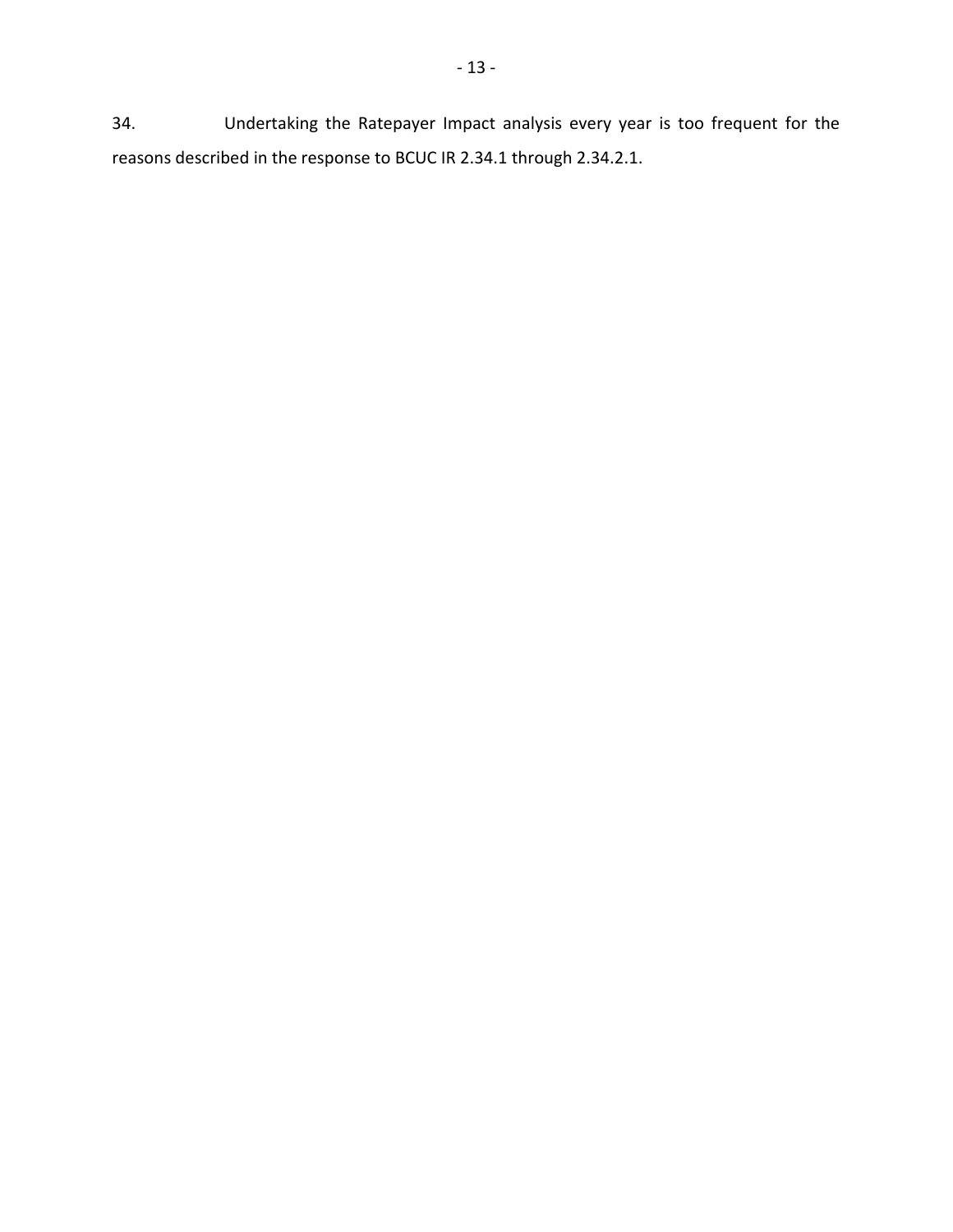34. Undertaking the Ratepayer Impact analysis every year is too frequent for the reasons described in the response to BCUC IR 2.34.1 through 2.34.2.1.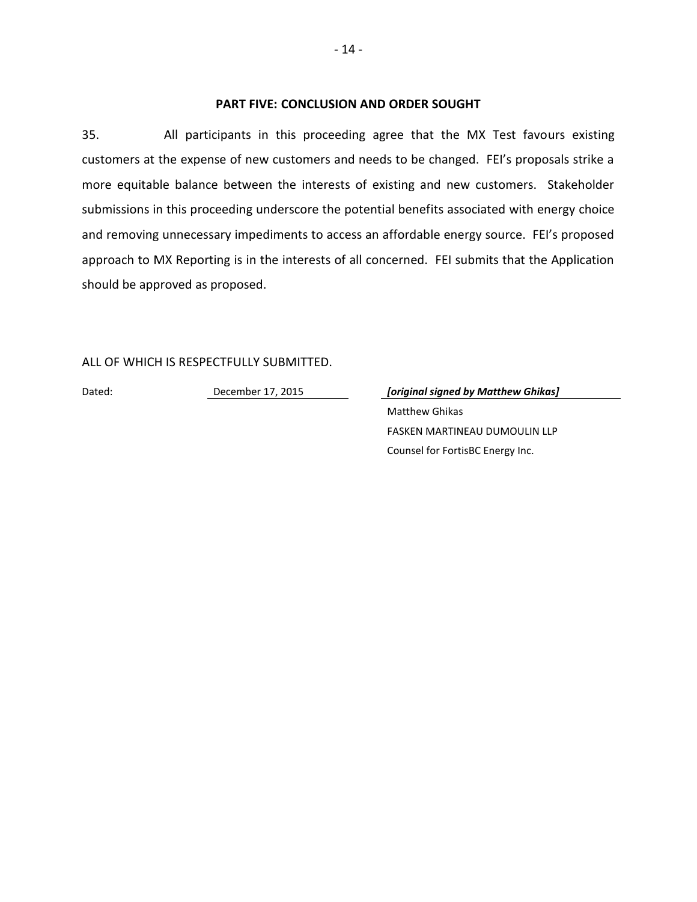## PART FIVE: CONCLUSION AND ORDER SOUGHT

35. All participants in this proceeding agree that the MX Test favours existing customers at the expense of new customers and needs to be changed. FEI's proposals strike a more equitable balance between the interests of existing and new customers. Stakeholder submissions in this proceeding underscore the potential benefits associated with energy choice and removing unnecessary impediments to access an affordable energy source. FEI's proposed approach to MX Reporting is in the interests of all concerned. FEI submits that the Application should be approved as proposed.

ALL OF WHICH IS RESPECTFULLY SUBMITTED.

Dated: December 17, 2015

***[original signed by Matthew Ghikas]***

Matthew Ghikas
FASKEN MARTINEAU DUMOULIN LLP
Counsel for FortisBC Energy Inc.